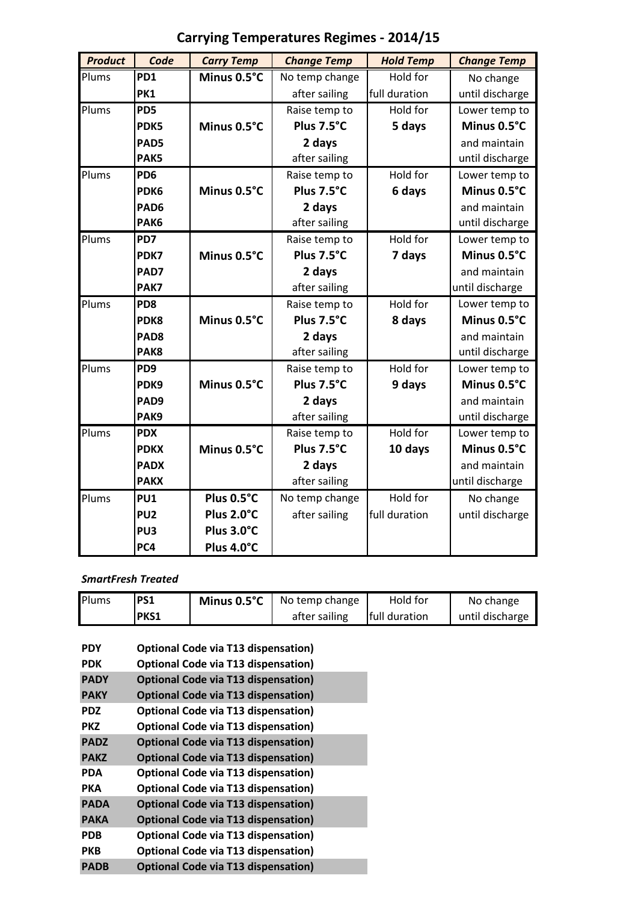# Carrying Temperatures Regimes - 2014/15

| *Product* | *Code* | *Carry Temp* | *Change Temp* | *Hold Temp* | *Change Temp* |
|---|---|---|---|---|---|
| Plums | **PD1**<br>**PK1** | **Minus 0.5°C** | No temp change after sailing | Hold for full duration | No change until discharge |
| Plums | **PD5**<br>**PDK5**<br>**PAD5**<br>**PAK5** | **Minus 0.5°C** | Raise temp to **Plus 7.5°C** **2 days** after sailing | Hold for **5 days** | Lower temp to **Minus 0.5°C** and maintain until discharge |
| Plums | **PD6**<br>**PDK6**<br>**PAD6**<br>**PAK6** | **Minus 0.5°C** | Raise temp to **Plus 7.5°C** **2 days** after sailing | Hold for **6 days** | Lower temp to **Minus 0.5°C** and maintain until discharge |
| Plums | **PD7**<br>**PDK7**<br>**PAD7**<br>**PAK7** | **Minus 0.5°C** | Raise temp to **Plus 7.5°C** **2 days** after sailing | Hold for **7 days** | Lower temp to **Minus 0.5°C** and maintain until discharge |
| Plums | **PD8**<br>**PDK8**<br>**PAD8**<br>**PAK8** | **Minus 0.5°C** | Raise temp to **Plus 7.5°C** **2 days** after sailing | Hold for **8 days** | Lower temp to **Minus 0.5°C** and maintain until discharge |
| Plums | **PD9**<br>**PDK9**<br>**PAD9**<br>**PAK9** | **Minus 0.5°C** | Raise temp to **Plus 7.5°C** **2 days** after sailing | Hold for **9 days** | Lower temp to **Minus 0.5°C** and maintain until discharge |
| Plums | **PDX**<br>**PDKX**<br>**PADX**<br>**PAKX** | **Minus 0.5°C** | Raise temp to **Plus 7.5°C** **2 days** after sailing | Hold for **10 days** | Lower temp to **Minus 0.5°C** and maintain until discharge |
| Plums | **PU1**<br>**PU2**<br>**PU3**<br>**PC4** | **Plus 0.5°C**<br>**Plus 2.0°C**<br>**Plus 3.0°C**<br>**Plus 4.0°C** | No temp change after sailing | Hold for full duration | No change until discharge |

***SmartFresh Treated***

| Product | Code | Carry Temp | Change Temp | Hold Temp | Change Temp |
|---|---|---|---|---|---|
| Plums | **PS1**<br>**PKS1** | **Minus 0.5°C** | No temp change after sailing | Hold for full duration | No change until discharge |

| Code | Description |
|---|---|
| **PDY** | **Optional Code via T13 dispensation)** |
| **PDK** | **Optional Code via T13 dispensation)** |
| **PADY** | **Optional Code via T13 dispensation)** |
| **PAKY** | **Optional Code via T13 dispensation)** |
| **PDZ** | **Optional Code via T13 dispensation)** |
| **PKZ** | **Optional Code via T13 dispensation)** |
| **PADZ** | **Optional Code via T13 dispensation)** |
| **PAKZ** | **Optional Code via T13 dispensation)** |
| **PDA** | **Optional Code via T13 dispensation)** |
| **PKA** | **Optional Code via T13 dispensation)** |
| **PADA** | **Optional Code via T13 dispensation)** |
| **PAKA** | **Optional Code via T13 dispensation)** |
| **PDB** | **Optional Code via T13 dispensation)** |
| **PKB** | **Optional Code via T13 dispensation)** |
| **PADB** | **Optional Code via T13 dispensation)** |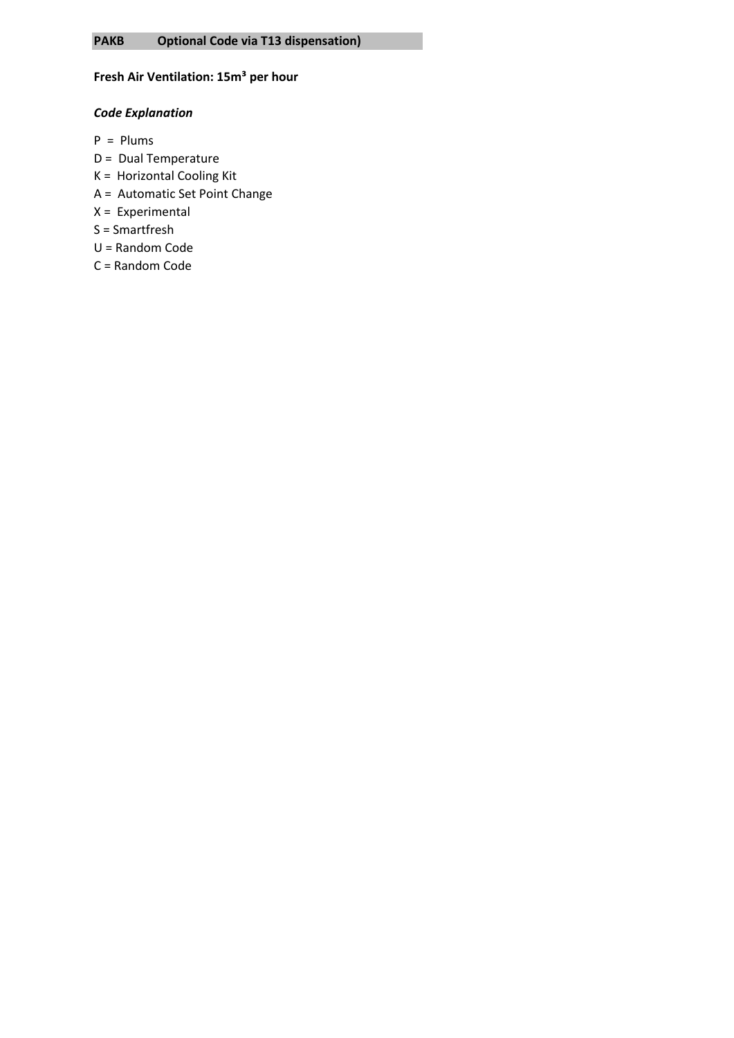**PAKB Optional Code via T13 dispensation)**

**Fresh Air Ventilation: 15m³ per hour**

***Code Explanation***

P = Plums
D = Dual Temperature
K = Horizontal Cooling Kit
A = Automatic Set Point Change
X = Experimental
S = Smartfresh
U = Random Code
C = Random Code